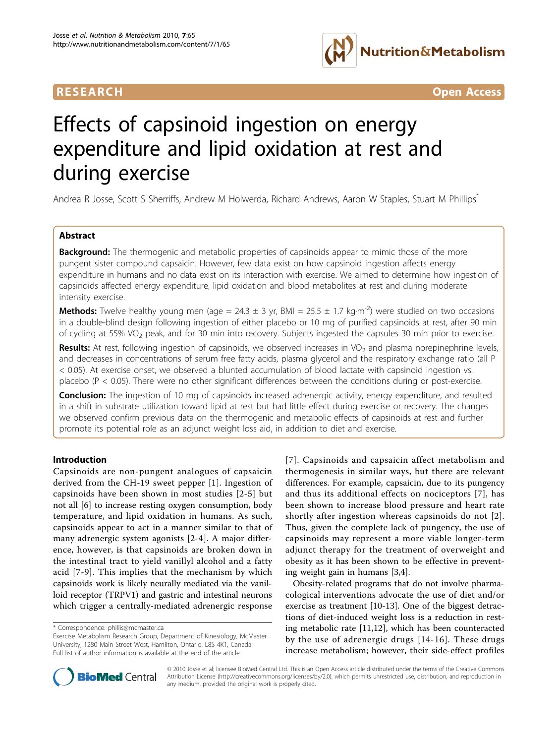RESEARCH Open Access

# Effects of capsinoid ingestion on energy expenditure and lipid oxidation at rest and during exercise

Andrea R Josse, Scott S Sherriffs, Andrew M Holwerda, Richard Andrews, Aaron W Staples, Stuart M Phillips*

## Abstract

**Background:** The thermogenic and metabolic properties of capsinoids appear to mimic those of the more pungent sister compound capsaicin. However, few data exist on how capsinoid ingestion affects energy expenditure in humans and no data exist on its interaction with exercise. We aimed to determine how ingestion of capsinoids affected energy expenditure, lipid oxidation and blood metabolites at rest and during moderate intensity exercise.

**Methods:** Twelve healthy young men (age = 24.3 ± 3 yr, BMI = 25.5 ± 1.7 kg·m$^{-2}$) were studied on two occasions in a double-blind design following ingestion of either placebo or 10 mg of purified capsinoids at rest, after 90 min of cycling at 55% $VO_2$ peak, and for 30 min into recovery. Subjects ingested the capsules 30 min prior to exercise.

**Results:** At rest, following ingestion of capsinoids, we observed increases in $VO_2$ and plasma norepinephrine levels, and decreases in concentrations of serum free fatty acids, plasma glycerol and the respiratory exchange ratio (all $P < 0.05$). At exercise onset, we observed a blunted accumulation of blood lactate with capsinoid ingestion vs. placebo ($P < 0.05$). There were no other significant differences between the conditions during or post-exercise.

**Conclusion:** The ingestion of 10 mg of capsinoids increased adrenergic activity, energy expenditure, and resulted in a shift in substrate utilization toward lipid at rest but had little effect during exercise or recovery. The changes we observed confirm previous data on the thermogenic and metabolic effects of capsinoids at rest and further promote its potential role as an adjunct weight loss aid, in addition to diet and exercise.

## Introduction

Capsinoids are non-pungent analogues of capsaicin derived from the CH-19 sweet pepper [1]. Ingestion of capsinoids have been shown in most studies [2-5] but not all [6] to increase resting oxygen consumption, body temperature, and lipid oxidation in humans. As such, capsinoids appear to act in a manner similar to that of many adrenergic system agonists [2-4]. A major difference, however, is that capsinoids are broken down in the intestinal tract to yield vanillyl alcohol and a fatty acid [7-9]. This implies that the mechanism by which capsinoids work is likely neurally mediated via the vanilloid receptor (TRPV1) and gastric and intestinal neurons which trigger a centrally-mediated adrenergic response [7]. Capsinoids and capsaicin affect metabolism and thermogenesis in similar ways, but there are relevant differences. For example, capsaicin, due to its pungency and thus its additional effects on nociceptors [7], has been shown to increase blood pressure and heart rate shortly after ingestion whereas capsinoids do not [2]. Thus, given the complete lack of pungency, the use of capsinoids may represent a more viable longer-term adjunct therapy for the treatment of overweight and obesity as it has been shown to be effective in preventing weight gain in humans [3,4].

Obesity-related programs that do not involve pharmacological interventions advocate the use of diet and/or exercise as treatment [10-13]. One of the biggest detractions of diet-induced weight loss is a reduction in resting metabolic rate [11,12], which has been counteracted by the use of adrenergic drugs [14-16]. These drugs increase metabolism; however, their side-effect profiles

\* Correspondence: phillis@mcmaster.ca
Exercise Metabolism Research Group, Department of Kinesiology, McMaster University, 1280 Main Street West, Hamilton, Ontario, L8S 4K1, Canada
Full list of author information is available at the end of the article

© 2010 Josse et al; licensee BioMed Central Ltd. This is an Open Access article distributed under the terms of the Creative Commons Attribution License (http://creativecommons.org/licenses/by/2.0), which permits unrestricted use, distribution, and reproduction in any medium, provided the original work is properly cited.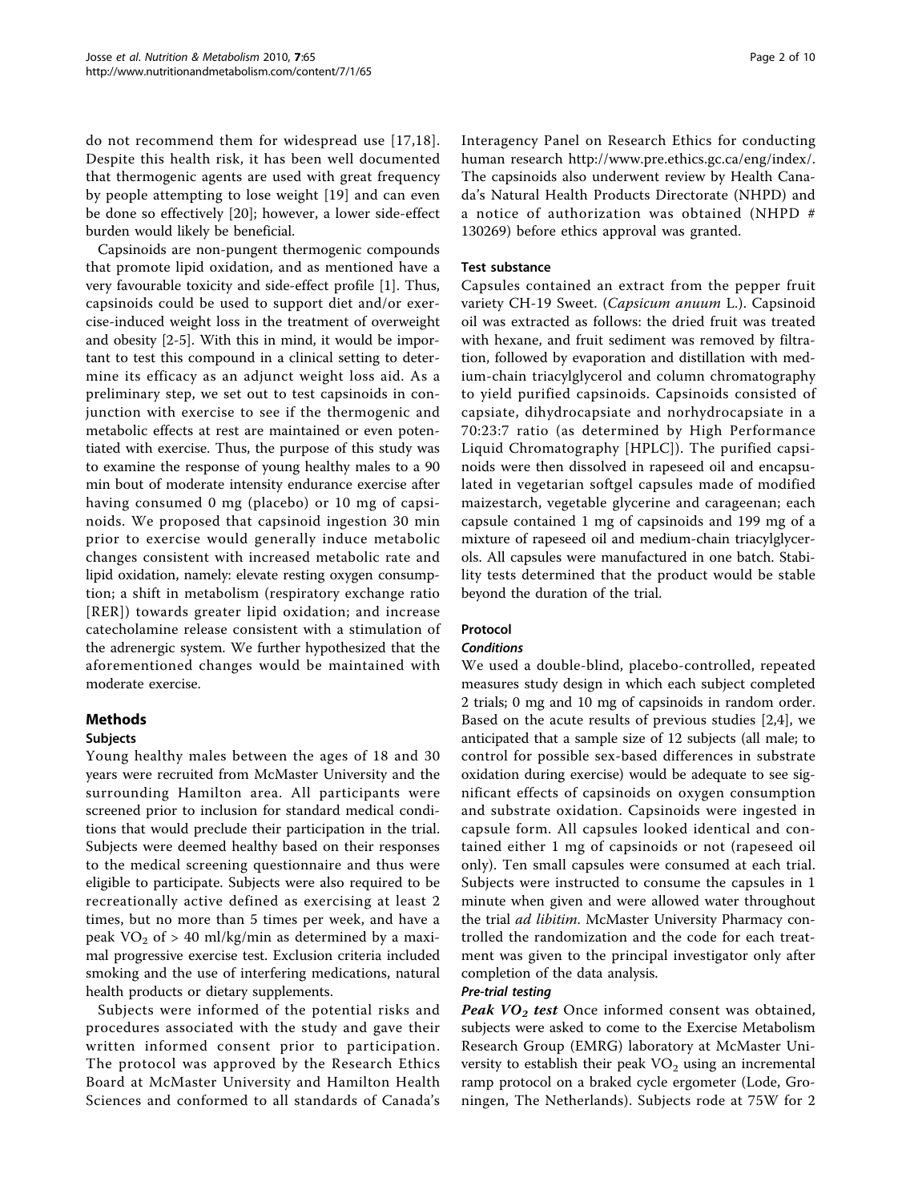do not recommend them for widespread use [17,18]. Despite this health risk, it has been well documented that thermogenic agents are used with great frequency by people attempting to lose weight [19] and can even be done so effectively [20]; however, a lower side-effect burden would likely be beneficial.

Capsinoids are non-pungent thermogenic compounds that promote lipid oxidation, and as mentioned have a very favourable toxicity and side-effect profile [1]. Thus, capsinoids could be used to support diet and/or exercise-induced weight loss in the treatment of overweight and obesity [2-5]. With this in mind, it would be important to test this compound in a clinical setting to determine its efficacy as an adjunct weight loss aid. As a preliminary step, we set out to test capsinoids in conjunction with exercise to see if the thermogenic and metabolic effects at rest are maintained or even potentiated with exercise. Thus, the purpose of this study was to examine the response of young healthy males to a 90 min bout of moderate intensity endurance exercise after having consumed 0 mg (placebo) or 10 mg of capsinoids. We proposed that capsinoid ingestion 30 min prior to exercise would generally induce metabolic changes consistent with increased metabolic rate and lipid oxidation, namely: elevate resting oxygen consumption; a shift in metabolism (respiratory exchange ratio [RER]) towards greater lipid oxidation; and increase catecholamine release consistent with a stimulation of the adrenergic system. We further hypothesized that the aforementioned changes would be maintained with moderate exercise.

## Methods

### Subjects

Young healthy males between the ages of 18 and 30 years were recruited from McMaster University and the surrounding Hamilton area. All participants were screened prior to inclusion for standard medical conditions that would preclude their participation in the trial. Subjects were deemed healthy based on their responses to the medical screening questionnaire and thus were eligible to participate. Subjects were also required to be recreationally active defined as exercising at least 2 times, but no more than 5 times per week, and have a peak $VO_2$ of > 40 ml/kg/min as determined by a maximal progressive exercise test. Exclusion criteria included smoking and the use of interfering medications, natural health products or dietary supplements.

Subjects were informed of the potential risks and procedures associated with the study and gave their written informed consent prior to participation. The protocol was approved by the Research Ethics Board at McMaster University and Hamilton Health Sciences and conformed to all standards of Canada's Interagency Panel on Research Ethics for conducting human research http://www.pre.ethics.gc.ca/eng/index/. The capsinoids also underwent review by Health Canada's Natural Health Products Directorate (NHPD) and a notice of authorization was obtained (NHPD # 130269) before ethics approval was granted.

### Test substance

Capsules contained an extract from the pepper fruit variety CH-19 Sweet. (*Capsicum anuum* L.). Capsinoid oil was extracted as follows: the dried fruit was treated with hexane, and fruit sediment was removed by filtration, followed by evaporation and distillation with medium-chain triacylglycerol and column chromatography to yield purified capsinoids. Capsinoids consisted of capsiate, dihydrocapsiate and norhydrocapsiate in a 70:23:7 ratio (as determined by High Performance Liquid Chromatography [HPLC]). The purified capsinoids were then dissolved in rapeseed oil and encapsulated in vegetarian softgel capsules made of modified maizestarch, vegetable glycerine and carageenan; each capsule contained 1 mg of capsinoids and 199 mg of a mixture of rapeseed oil and medium-chain triacylglycerols. All capsules were manufactured in one batch. Stability tests determined that the product would be stable beyond the duration of the trial.

### Protocol

#### Conditions

We used a double-blind, placebo-controlled, repeated measures study design in which each subject completed 2 trials; 0 mg and 10 mg of capsinoids in random order. Based on the acute results of previous studies [2,4], we anticipated that a sample size of 12 subjects (all male; to control for possible sex-based differences in substrate oxidation during exercise) would be adequate to see significant effects of capsinoids on oxygen consumption and substrate oxidation. Capsinoids were ingested in capsule form. All capsules looked identical and contained either 1 mg of capsinoids or not (rapeseed oil only). Ten small capsules were consumed at each trial. Subjects were instructed to consume the capsules in 1 minute when given and were allowed water throughout the trial *ad libitim*. McMaster University Pharmacy controlled the randomization and the code for each treatment was given to the principal investigator only after completion of the data analysis.

#### Pre-trial testing

***Peak $VO_2$ test*** Once informed consent was obtained, subjects were asked to come to the Exercise Metabolism Research Group (EMRG) laboratory at McMaster University to establish their peak $VO_2$ using an incremental ramp protocol on a braked cycle ergometer (Lode, Groningen, The Netherlands). Subjects rode at 75W for 2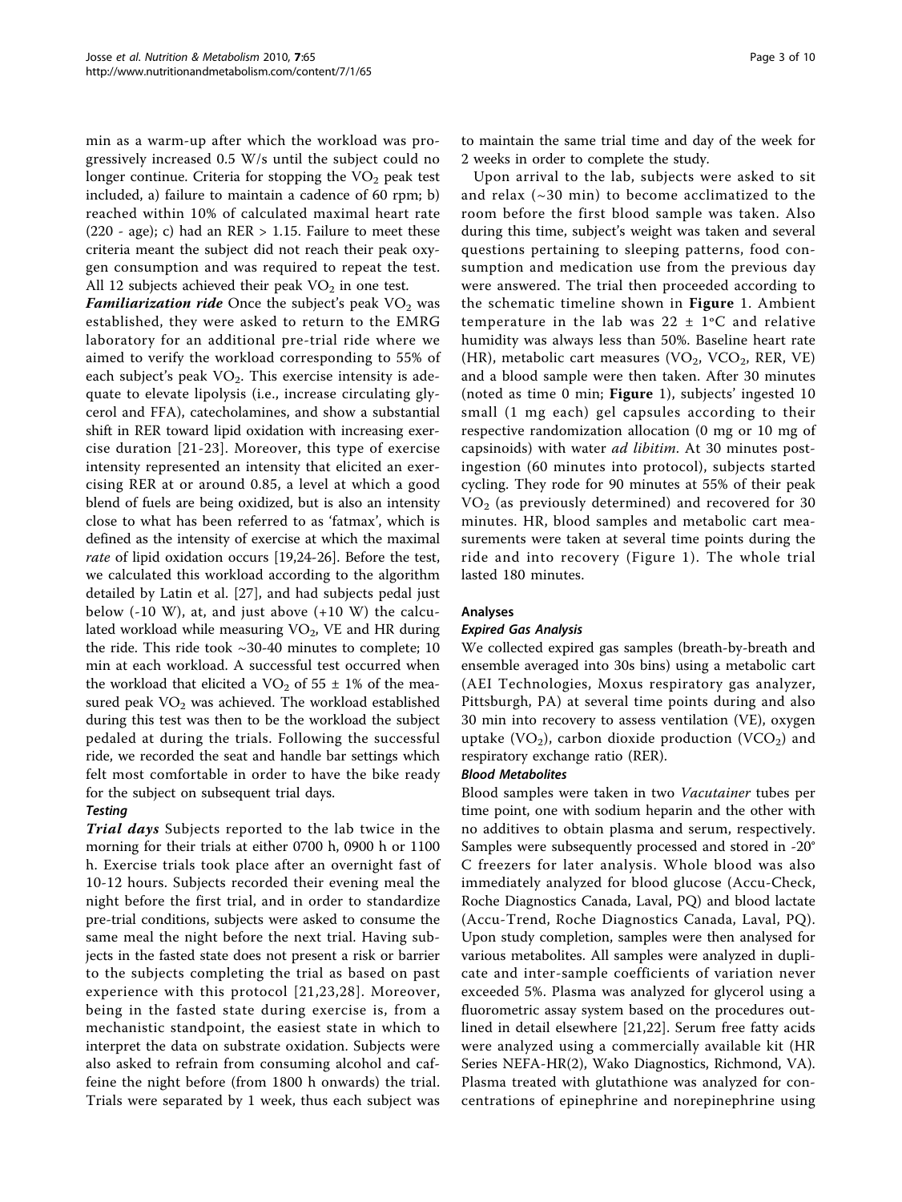min as a warm-up after which the workload was progressively increased 0.5 W/s until the subject could no longer continue. Criteria for stopping the $VO_2$ peak test included, a) failure to maintain a cadence of 60 rpm; b) reached within 10% of calculated maximal heart rate (220 - age); c) had an RER > 1.15. Failure to meet these criteria meant the subject did not reach their peak oxygen consumption and was required to repeat the test. All 12 subjects achieved their peak $VO_2$ in one test.

***Familiarization ride*** Once the subject's peak $VO_2$ was established, they were asked to return to the EMRG laboratory for an additional pre-trial ride where we aimed to verify the workload corresponding to 55% of each subject's peak $VO_2$. This exercise intensity is adequate to elevate lipolysis (i.e., increase circulating glycerol and FFA), catecholamines, and show a substantial shift in RER toward lipid oxidation with increasing exercise duration [21-23]. Moreover, this type of exercise intensity represented an intensity that elicited an exercising RER at or around 0.85, a level at which a good blend of fuels are being oxidized, but is also an intensity close to what has been referred to as 'fatmax', which is defined as the intensity of exercise at which the maximal *rate* of lipid oxidation occurs [19,24-26]. Before the test, we calculated this workload according to the algorithm detailed by Latin et al. [27], and had subjects pedal just below (-10 W), at, and just above (+10 W) the calculated workload while measuring $VO_2$, VE and HR during the ride. This ride took ~30-40 minutes to complete; 10 min at each workload. A successful test occurred when the workload that elicited a $VO_2$ of 55 ± 1% of the measured peak $VO_2$ was achieved. The workload established during this test was then to be the workload the subject pedaled at during the trials. Following the successful ride, we recorded the seat and handle bar settings which felt most comfortable in order to have the bike ready for the subject on subsequent trial days.

#### Testing

***Trial days*** Subjects reported to the lab twice in the morning for their trials at either 0700 h, 0900 h or 1100 h. Exercise trials took place after an overnight fast of 10-12 hours. Subjects recorded their evening meal the night before the first trial, and in order to standardize pre-trial conditions, subjects were asked to consume the same meal the night before the next trial. Having subjects in the fasted state does not present a risk or barrier to the subjects completing the trial as based on past experience with this protocol [21,23,28]. Moreover, being in the fasted state during exercise is, from a mechanistic standpoint, the easiest state in which to interpret the data on substrate oxidation. Subjects were also asked to refrain from consuming alcohol and caffeine the night before (from 1800 h onwards) the trial. Trials were separated by 1 week, thus each subject was to maintain the same trial time and day of the week for 2 weeks in order to complete the study.

Upon arrival to the lab, subjects were asked to sit and relax (~30 min) to become acclimatized to the room before the first blood sample was taken. Also during this time, subject's weight was taken and several questions pertaining to sleeping patterns, food consumption and medication use from the previous day were answered. The trial then proceeded according to the schematic timeline shown in **Figure** 1. Ambient temperature in the lab was 22 ± 1°C and relative humidity was always less than 50%. Baseline heart rate (HR), metabolic cart measures ($VO_2$, $VCO_2$, RER, VE) and a blood sample were then taken. After 30 minutes (noted as time 0 min; **Figure** 1), subjects' ingested 10 small (1 mg each) gel capsules according to their respective randomization allocation (0 mg or 10 mg of capsinoids) with water *ad libitim*. At 30 minutes post-ingestion (60 minutes into protocol), subjects started cycling. They rode for 90 minutes at 55% of their peak $VO_2$ (as previously determined) and recovered for 30 minutes. HR, blood samples and metabolic cart measurements were taken at several time points during the ride and into recovery (Figure 1). The whole trial lasted 180 minutes.

### Analyses

#### Expired Gas Analysis

We collected expired gas samples (breath-by-breath and ensemble averaged into 30s bins) using a metabolic cart (AEI Technologies, Moxus respiratory gas analyzer, Pittsburgh, PA) at several time points during and also 30 min into recovery to assess ventilation (VE), oxygen uptake ($VO_2$), carbon dioxide production ($VCO_2$) and respiratory exchange ratio (RER).

#### Blood Metabolites

Blood samples were taken in two *Vacutainer* tubes per time point, one with sodium heparin and the other with no additives to obtain plasma and serum, respectively. Samples were subsequently processed and stored in -20° C freezers for later analysis. Whole blood was also immediately analyzed for blood glucose (Accu-Check, Roche Diagnostics Canada, Laval, PQ) and blood lactate (Accu-Trend, Roche Diagnostics Canada, Laval, PQ). Upon study completion, samples were then analysed for various metabolites. All samples were analyzed in duplicate and inter-sample coefficients of variation never exceeded 5%. Plasma was analyzed for glycerol using a fluorometric assay system based on the procedures outlined in detail elsewhere [21,22]. Serum free fatty acids were analyzed using a commercially available kit (HR Series NEFA-HR(2), Wako Diagnostics, Richmond, VA). Plasma treated with glutathione was analyzed for concentrations of epinephrine and norepinephrine using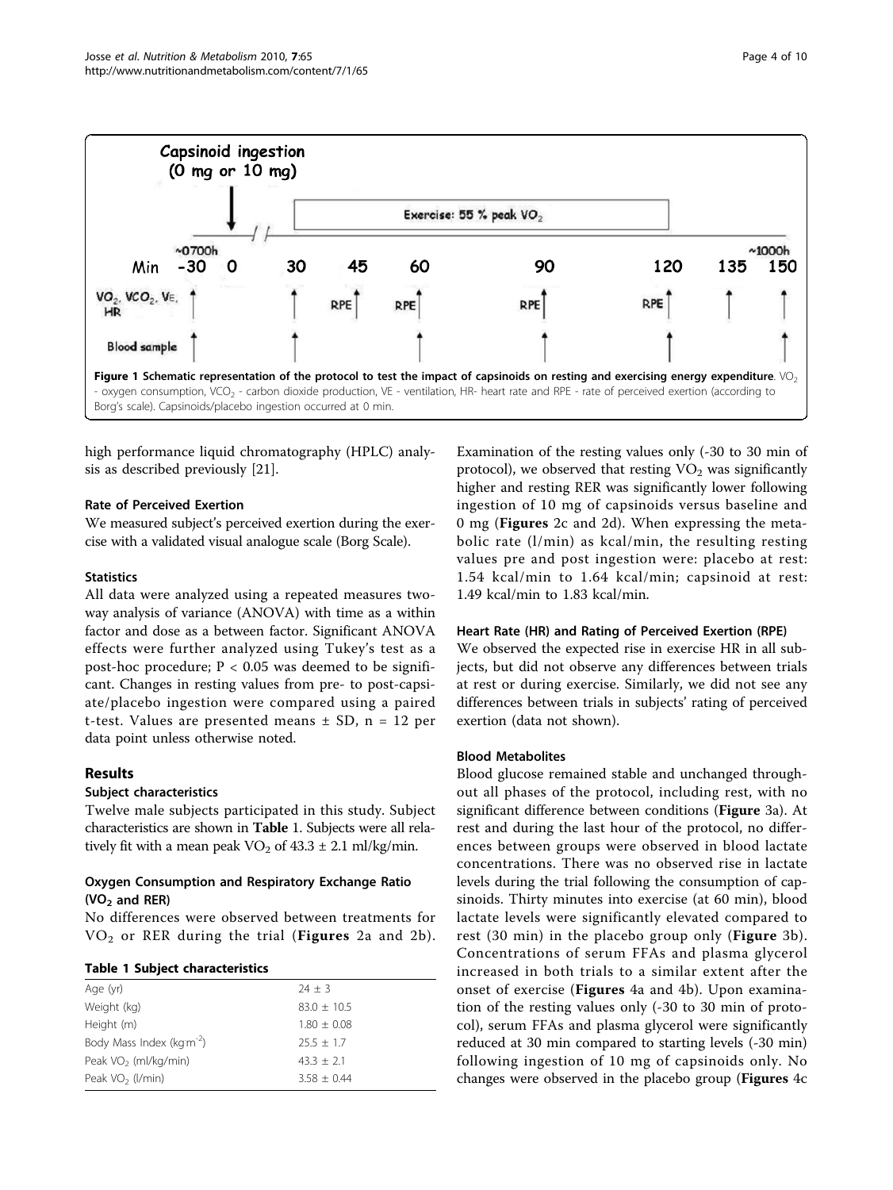Figure 1 Schematic representation of the protocol to test the impact of capsinoids on resting and exercising energy expenditure. $VO_2$ - oxygen consumption, $VCO_2$ - carbon dioxide production, VE - ventilation, HR- heart rate and RPE - rate of perceived exertion (according to Borg's scale). Capsinoids/placebo ingestion occurred at 0 min.

high performance liquid chromatography (HPLC) analysis as described previously [21].

### Rate of Perceived Exertion

We measured subject's perceived exertion during the exercise with a validated visual analogue scale (Borg Scale).

### Statistics

All data were analyzed using a repeated measures two-way analysis of variance (ANOVA) with time as a within factor and dose as a between factor. Significant ANOVA effects were further analyzed using Tukey's test as a post-hoc procedure; $P < 0.05$ was deemed to be significant. Changes in resting values from pre- to post-capsiate/placebo ingestion were compared using a paired t-test. Values are presented means ± SD, n = 12 per data point unless otherwise noted.

## Results

### Subject characteristics

Twelve male subjects participated in this study. Subject characteristics are shown in **Table** 1. Subjects were all relatively fit with a mean peak $VO_2$ of 43.3 ± 2.1 ml/kg/min.

### Oxygen Consumption and Respiratory Exchange Ratio ($VO_2$ and RER)

No differences were observed between treatments for $VO_2$ or RER during the trial (**Figures** 2a and 2b).

**Table 1 Subject characteristics**

| | |
|---|---|
| Age (yr) | 24 ± 3 |
| Weight (kg) | 83.0 ± 10.5 |
| Height (m) | 1.80 ± 0.08 |
| Body Mass Index ($kg{\cdot}m^{-2}$) | 25.5 ± 1.7 |
| Peak $VO_2$ (ml/kg/min) | 43.3 ± 2.1 |
| Peak $VO_2$ (l/min) | 3.58 ± 0.44 |

Examination of the resting values only (-30 to 30 min of protocol), we observed that resting $VO_2$ was significantly higher and resting RER was significantly lower following ingestion of 10 mg of capsinoids versus baseline and 0 mg (**Figures** 2c and 2d). When expressing the metabolic rate (l/min) as kcal/min, the resulting resting values pre and post ingestion were: placebo at rest: 1.54 kcal/min to 1.64 kcal/min; capsinoid at rest: 1.49 kcal/min to 1.83 kcal/min.

### Heart Rate (HR) and Rating of Perceived Exertion (RPE)

We observed the expected rise in exercise HR in all subjects, but did not observe any differences between trials at rest or during exercise. Similarly, we did not see any differences between trials in subjects' rating of perceived exertion (data not shown).

### Blood Metabolites

Blood glucose remained stable and unchanged throughout all phases of the protocol, including rest, with no significant difference between conditions (**Figure** 3a). At rest and during the last hour of the protocol, no differences between groups were observed in blood lactate concentrations. There was no observed rise in lactate levels during the trial following the consumption of capsinoids. Thirty minutes into exercise (at 60 min), blood lactate levels were significantly elevated compared to rest (30 min) in the placebo group only (**Figure** 3b). Concentrations of serum FFAs and plasma glycerol increased in both trials to a similar extent after the onset of exercise (**Figures** 4a and 4b). Upon examination of the resting values only (-30 to 30 min of protocol), serum FFAs and plasma glycerol were significantly reduced at 30 min compared to starting levels (-30 min) following ingestion of 10 mg of capsinoids only. No changes were observed in the placebo group (**Figures** 4c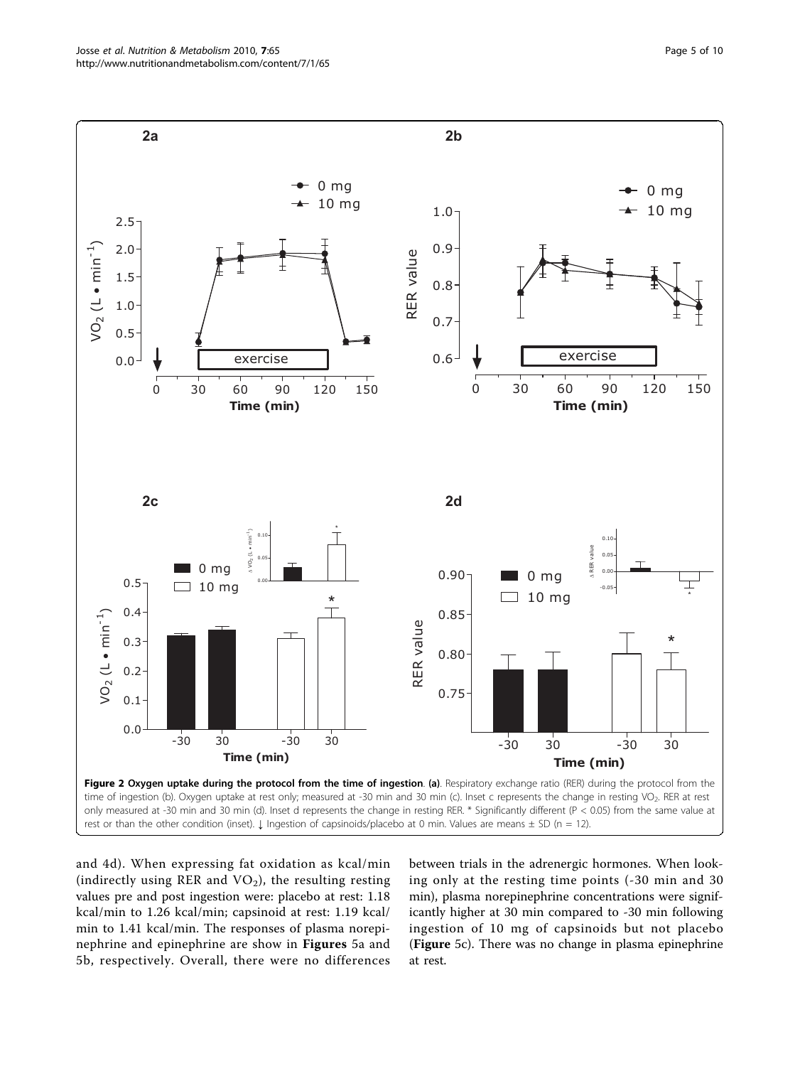**Figure 2 Oxygen uptake during the protocol from the time of ingestion**. **(a)**. Respiratory exchange ratio (RER) during the protocol from the time of ingestion (b). Oxygen uptake at rest only; measured at -30 min and 30 min (c). Inset c represents the change in resting $VO_2$. RER at rest only measured at -30 min and 30 min (d). Inset d represents the change in resting RER. * Significantly different ($P < 0.05$) from the same value at rest or than the other condition (inset). ↓ Ingestion of capsinoids/placebo at 0 min. Values are means ± SD (n = 12).

and 4d). When expressing fat oxidation as kcal/min (indirectly using RER and $VO_2$), the resulting resting values pre and post ingestion were: placebo at rest: 1.18 kcal/min to 1.26 kcal/min; capsinoid at rest: 1.19 kcal/min to 1.41 kcal/min. The responses of plasma norepinephrine and epinephrine are show in **Figures** 5a and 5b, respectively. Overall, there were no differences between trials in the adrenergic hormones. When looking only at the resting time points (-30 min and 30 min), plasma norepinephrine concentrations were significantly higher at 30 min compared to -30 min following ingestion of 10 mg of capsinoids but not placebo (**Figure** 5c). There was no change in plasma epinephrine at rest.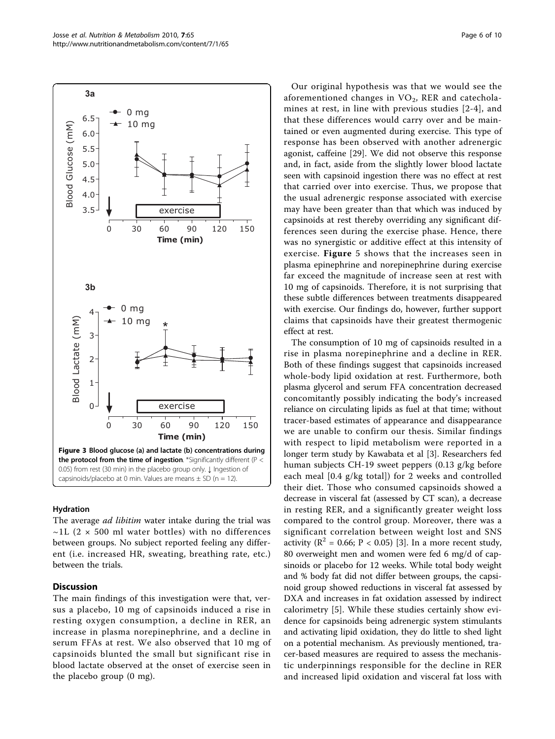Figure 3 Blood glucose (a) and lactate (b) concentrations during the protocol from the time of ingestion. *Significantly different ($P < 0.05$) from rest (30 min) in the placebo group only. ↓ Ingestion of capsinoids/placebo at 0 min. Values are means ± SD (n = 12).

### Hydration

The average *ad libitum* water intake during the trial was ~1L (2 × 500 ml water bottles) with no differences between groups. No subject reported feeling any different (i.e. increased HR, sweating, breathing rate, etc.) between the trials.

## Discussion

The main findings of this investigation were that, versus a placebo, 10 mg of capsinoids induced a rise in resting oxygen consumption, a decline in RER, an increase in plasma norepinephrine, and a decline in serum FFAs at rest. We also observed that 10 mg of capsinoids blunted the small but significant rise in blood lactate observed at the onset of exercise seen in the placebo group (0 mg).

Our original hypothesis was that we would see the aforementioned changes in $VO_2$, RER and catecholamines at rest, in line with previous studies [2-4], and that these differences would carry over and be maintained or even augmented during exercise. This type of response has been observed with another adrenergic agonist, caffeine [29]. We did not observe this response and, in fact, aside from the slightly lower blood lactate seen with capsinoid ingestion there was no effect at rest that carried over into exercise. Thus, we propose that the usual adrenergic response associated with exercise may have been greater than that which was induced by capsinoids at rest thereby overriding any significant differences seen during the exercise phase. Hence, there was no synergistic or additive effect at this intensity of exercise. **Figure** 5 shows that the increases seen in plasma epinephrine and norepinephrine during exercise far exceed the magnitude of increase seen at rest with 10 mg of capsinoids. Therefore, it is not surprising that these subtle differences between treatments disappeared with exercise. Our findings do, however, further support claims that capsinoids have their greatest thermogenic effect at rest.

The consumption of 10 mg of capsinoids resulted in a rise in plasma norepinephrine and a decline in RER. Both of these findings suggest that capsinoids increased whole-body lipid oxidation at rest. Furthermore, both plasma glycerol and serum FFA concentration decreased concomitantly possibly indicating the body's increased reliance on circulating lipids as fuel at that time; without tracer-based estimates of appearance and disappearance we are unable to confirm our thesis. Similar findings with respect to lipid metabolism were reported in a longer term study by Kawabata et al [3]. Researchers fed human subjects CH-19 sweet peppers (0.13 g/kg before each meal [0.4 g/kg total]) for 2 weeks and controlled their diet. Those who consumed capsinoids showed a decrease in visceral fat (assessed by CT scan), a decrease in resting RER, and a significantly greater weight loss compared to the control group. Moreover, there was a significant correlation between weight lost and SNS activity ($R^2 = 0.66$; $P < 0.05$) [3]. In a more recent study, 80 overweight men and women were fed 6 mg/d of capsinoids or placebo for 12 weeks. While total body weight and % body fat did not differ between groups, the capsinoid group showed reductions in visceral fat assessed by DXA and increases in fat oxidation assessed by indirect calorimetry [5]. While these studies certainly show evidence for capsinoids being adrenergic system stimulants and activating lipid oxidation, they do little to shed light on a potential mechanism. As previously mentioned, tracer-based measures are required to assess the mechanistic underpinnings responsible for the decline in RER and increased lipid oxidation and visceral fat loss with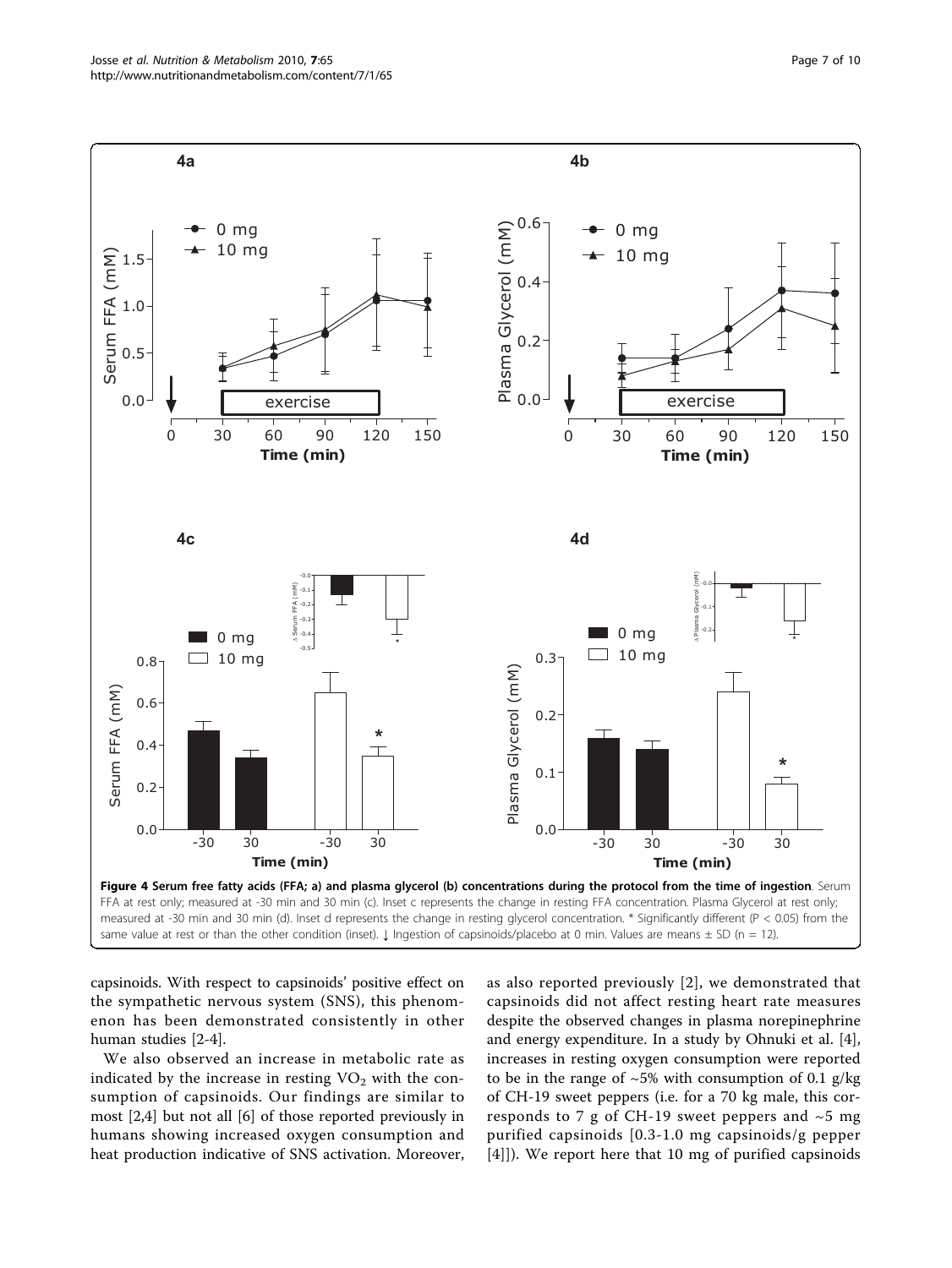**Figure 4 Serum free fatty acids (FFA; a) and plasma glycerol (b) concentrations during the protocol from the time of ingestion**. Serum FFA at rest only; measured at -30 min and 30 min (c). Inset c represents the change in resting FFA concentration. Plasma Glycerol at rest only; measured at -30 min and 30 min (d). Inset d represents the change in resting glycerol concentration. * Significantly different (P < 0.05) from the same value at rest or than the other condition (inset). ↓ Ingestion of capsinoids/placebo at 0 min. Values are means ± SD (n = 12).

capsinoids. With respect to capsinoids' positive effect on the sympathetic nervous system (SNS), this phenomenon has been demonstrated consistently in other human studies [2-4].

We also observed an increase in metabolic rate as indicated by the increase in resting $VO_2$ with the consumption of capsinoids. Our findings are similar to most [2,4] but not all [6] of those reported previously in humans showing increased oxygen consumption and heat production indicative of SNS activation. Moreover, as also reported previously [2], we demonstrated that capsinoids did not affect resting heart rate measures despite the observed changes in plasma norepinephrine and energy expenditure. In a study by Ohnuki et al. [4], increases in resting oxygen consumption were reported to be in the range of ~5% with consumption of 0.1 g/kg of CH-19 sweet peppers (i.e. for a 70 kg male, this corresponds to 7 g of CH-19 sweet peppers and ~5 mg purified capsinoids [0.3-1.0 mg capsinoids/g pepper [4]]). We report here that 10 mg of purified capsinoids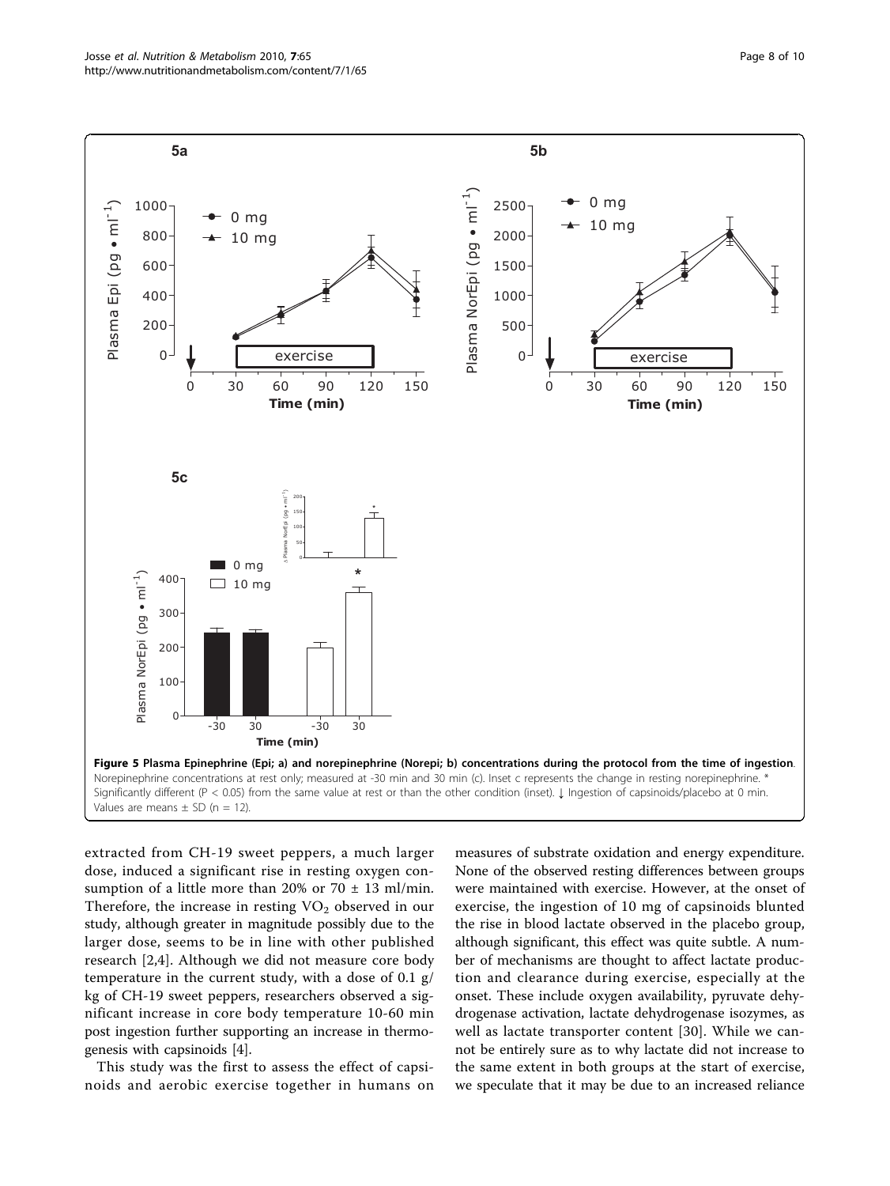**Figure 5 Plasma Epinephrine (Epi; a) and norepinephrine (Norepi; b) concentrations during the protocol from the time of ingestion**. Norepinephrine concentrations at rest only; measured at -30 min and 30 min (c). Inset c represents the change in resting norepinephrine. * Significantly different (P < 0.05) from the same value at rest or than the other condition (inset). ↓ Ingestion of capsinoids/placebo at 0 min. Values are means ± SD (n = 12).

extracted from CH-19 sweet peppers, a much larger dose, induced a significant rise in resting oxygen consumption of a little more than 20% or 70 ± 13 ml/min. Therefore, the increase in resting $VO_2$ observed in our study, although greater in magnitude possibly due to the larger dose, seems to be in line with other published research [2,4]. Although we did not measure core body temperature in the current study, with a dose of 0.1 g/kg of CH-19 sweet peppers, researchers observed a significant increase in core body temperature 10-60 min post ingestion further supporting an increase in thermogenesis with capsinoids [4].

This study was the first to assess the effect of capsinoids and aerobic exercise together in humans on measures of substrate oxidation and energy expenditure. None of the observed resting differences between groups were maintained with exercise. However, at the onset of exercise, the ingestion of 10 mg of capsinoids blunted the rise in blood lactate observed in the placebo group, although significant, this effect was quite subtle. A number of mechanisms are thought to affect lactate production and clearance during exercise, especially at the onset. These include oxygen availability, pyruvate dehydrogenase activation, lactate dehydrogenase isozymes, as well as lactate transporter content [30]. While we cannot be entirely sure as to why lactate did not increase to the same extent in both groups at the start of exercise, we speculate that it may be due to an increased reliance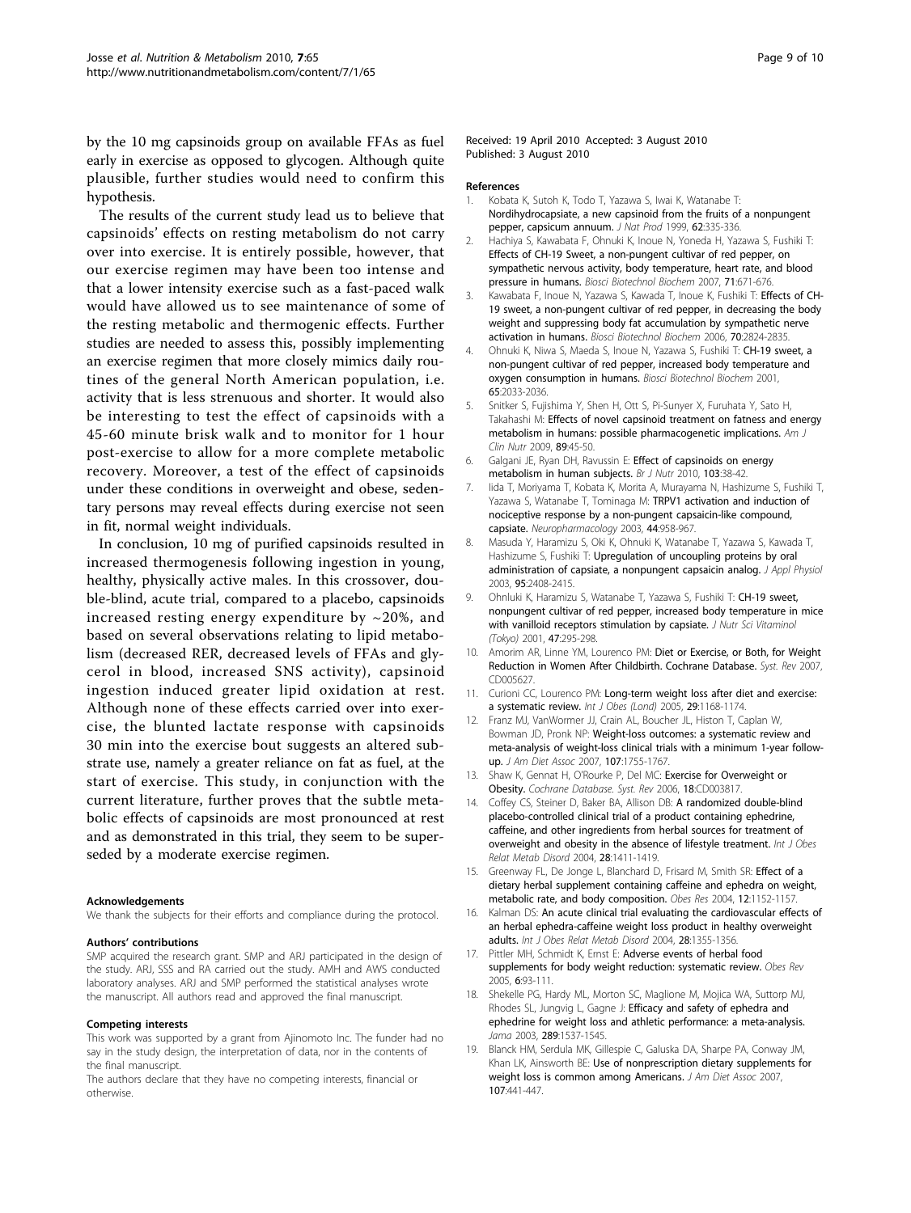by the 10 mg capsinoids group on available FFAs as fuel early in exercise as opposed to glycogen. Although quite plausible, further studies would need to confirm this hypothesis.

The results of the current study lead us to believe that capsinoids' effects on resting metabolism do not carry over into exercise. It is entirely possible, however, that our exercise regimen may have been too intense and that a lower intensity exercise such as a fast-paced walk would have allowed us to see maintenance of some of the resting metabolic and thermogenic effects. Further studies are needed to assess this, possibly implementing an exercise regimen that more closely mimics daily routines of the general North American population, i.e. activity that is less strenuous and shorter. It would also be interesting to test the effect of capsinoids with a 45-60 minute brisk walk and to monitor for 1 hour post-exercise to allow for a more complete metabolic recovery. Moreover, a test of the effect of capsinoids under these conditions in overweight and obese, sedentary persons may reveal effects during exercise not seen in fit, normal weight individuals.

In conclusion, 10 mg of purified capsinoids resulted in increased thermogenesis following ingestion in young, healthy, physically active males. In this crossover, double-blind, acute trial, compared to a placebo, capsinoids increased resting energy expenditure by ~20%, and based on several observations relating to lipid metabolism (decreased RER, decreased levels of FFAs and glycerol in blood, increased SNS activity), capsinoid ingestion induced greater lipid oxidation at rest. Although none of these effects carried over into exercise, the blunted lactate response with capsinoids 30 min into the exercise bout suggests an altered substrate use, namely a greater reliance on fat as fuel, at the start of exercise. This study, in conjunction with the current literature, further proves that the subtle metabolic effects of capsinoids are most pronounced at rest and as demonstrated in this trial, they seem to be superseded by a moderate exercise regimen.

#### Acknowledgements

We thank the subjects for their efforts and compliance during the protocol.

#### Authors' contributions

SMP acquired the research grant. SMP and ARJ participated in the design of the study. ARJ, SSS and RA carried out the study. AMH and AWS conducted laboratory analyses. ARJ and SMP performed the statistical analyses wrote the manuscript. All authors read and approved the final manuscript.

#### Competing interests

This work was supported by a grant from Ajinomoto Inc. The funder had no say in the study design, the interpretation of data, nor in the contents of the final manuscript.

The authors declare that they have no competing interests, financial or otherwise.

Received: 19 April 2010 Accepted: 3 August 2010
Published: 3 August 2010

#### References

1. Kobata K, Sutoh K, Todo T, Yazawa S, Iwai K, Watanabe T: **Nordihydrocapsiate, a new capsinoid from the fruits of a nonpungent pepper, capsicum annuum.** *J Nat Prod* 1999, **62**:335-336.
2. Hachiya S, Kawabata F, Ohnuki K, Inoue N, Yoneda H, Yazawa S, Fushiki T: **Effects of CH-19 Sweet, a non-pungent cultivar of red pepper, on sympathetic nervous activity, body temperature, heart rate, and blood pressure in humans.** *Biosci Biotechnol Biochem* 2007, **71**:671-676.
3. Kawabata F, Inoue N, Yazawa S, Kawada T, Inoue K, Fushiki T: **Effects of CH-19 sweet, a non-pungent cultivar of red pepper, in decreasing the body weight and suppressing body fat accumulation by sympathetic nerve activation in humans.** *Biosci Biotechnol Biochem* 2006, **70**:2824-2835.
4. Ohnuki K, Niwa S, Maeda S, Inoue N, Yazawa S, Fushiki T: **CH-19 sweet, a non-pungent cultivar of red pepper, increased body temperature and oxygen consumption in humans.** *Biosci Biotechnol Biochem* 2001, **65**:2033-2036.
5. Snitker S, Fujishima Y, Shen H, Ott S, Pi-Sunyer X, Furuhata Y, Sato H, Takahashi M: **Effects of novel capsinoid treatment on fatness and energy metabolism in humans: possible pharmacogenetic implications.** *Am J Clin Nutr* 2009, **89**:45-50.
6. Galgani JE, Ryan DH, Ravussin E: **Effect of capsinoids on energy metabolism in human subjects.** *Br J Nutr* 2010, **103**:38-42.
7. Iida T, Moriyama T, Kobata K, Morita A, Murayama N, Hashizume S, Fushiki T, Yazawa S, Watanabe T, Tominaga M: **TRPV1 activation and induction of nociceptive response by a non-pungent capsaicin-like compound, capsiate.** *Neuropharmacology* 2003, **44**:958-967.
8. Masuda Y, Haramizu S, Oki K, Ohnuki K, Watanabe T, Yazawa S, Kawada T, Hashizume S, Fushiki T: **Upregulation of uncoupling proteins by oral administration of capsiate, a nonpungent capsaicin analog.** *J Appl Physiol* 2003, **95**:2408-2415.
9. Ohnluki K, Haramizu S, Watanabe T, Yazawa S, Fushiki T: **CH-19 sweet, nonpungent cultivar of red pepper, increased body temperature in mice with vanilloid receptors stimulation by capsiate.** *J Nutr Sci Vitaminol (Tokyo)* 2001, **47**:295-298.
10. Amorim AR, Linne YM, Lourenco PM: **Diet or Exercise, or Both, for Weight Reduction in Women After Childbirth. Cochrane Database.** *Syst. Rev* 2007, CD005627.
11. Curioni CC, Lourenco PM: **Long-term weight loss after diet and exercise: a systematic review.** *Int J Obes (Lond)* 2005, **29**:1168-1174.
12. Franz MJ, VanWormer JJ, Crain AL, Boucher JL, Histon T, Caplan W, Bowman JD, Pronk NP: **Weight-loss outcomes: a systematic review and meta-analysis of weight-loss clinical trials with a minimum 1-year follow-up.** *J Am Diet Assoc* 2007, **107**:1755-1767.
13. Shaw K, Gennat H, O'Rourke P, Del MC: **Exercise for Overweight or Obesity.** *Cochrane Database. Syst. Rev* 2006, **18**:CD003817.
14. Coffey CS, Steiner D, Baker BA, Allison DB: **A randomized double-blind placebo-controlled clinical trial of a product containing ephedrine, caffeine, and other ingredients from herbal sources for treatment of overweight and obesity in the absence of lifestyle treatment.** *Int J Obes Relat Metab Disord* 2004, **28**:1411-1419.
15. Greenway FL, De Jonge L, Blanchard D, Frisard M, Smith SR: **Effect of a dietary herbal supplement containing caffeine and ephedra on weight, metabolic rate, and body composition.** *Obes Res* 2004, **12**:1152-1157.
16. Kalman DS: **An acute clinical trial evaluating the cardiovascular effects of an herbal ephedra-caffeine weight loss product in healthy overweight adults.** *Int J Obes Relat Metab Disord* 2004, **28**:1355-1356.
17. Pittler MH, Schmidt K, Ernst E: **Adverse events of herbal food supplements for body weight reduction: systematic review.** *Obes Rev* 2005, **6**:93-111.
18. Shekelle PG, Hardy ML, Morton SC, Maglione M, Mojica WA, Suttorp MJ, Rhodes SL, Jungvig L, Gagne J: **Efficacy and safety of ephedra and ephedrine for weight loss and athletic performance: a meta-analysis.** *Jama* 2003, **289**:1537-1545.
19. Blanck HM, Serdula MK, Gillespie C, Galuska DA, Sharpe PA, Conway JM, Khan LK, Ainsworth BE: **Use of nonprescription dietary supplements for weight loss is common among Americans.** *J Am Diet Assoc* 2007, **107**:441-447.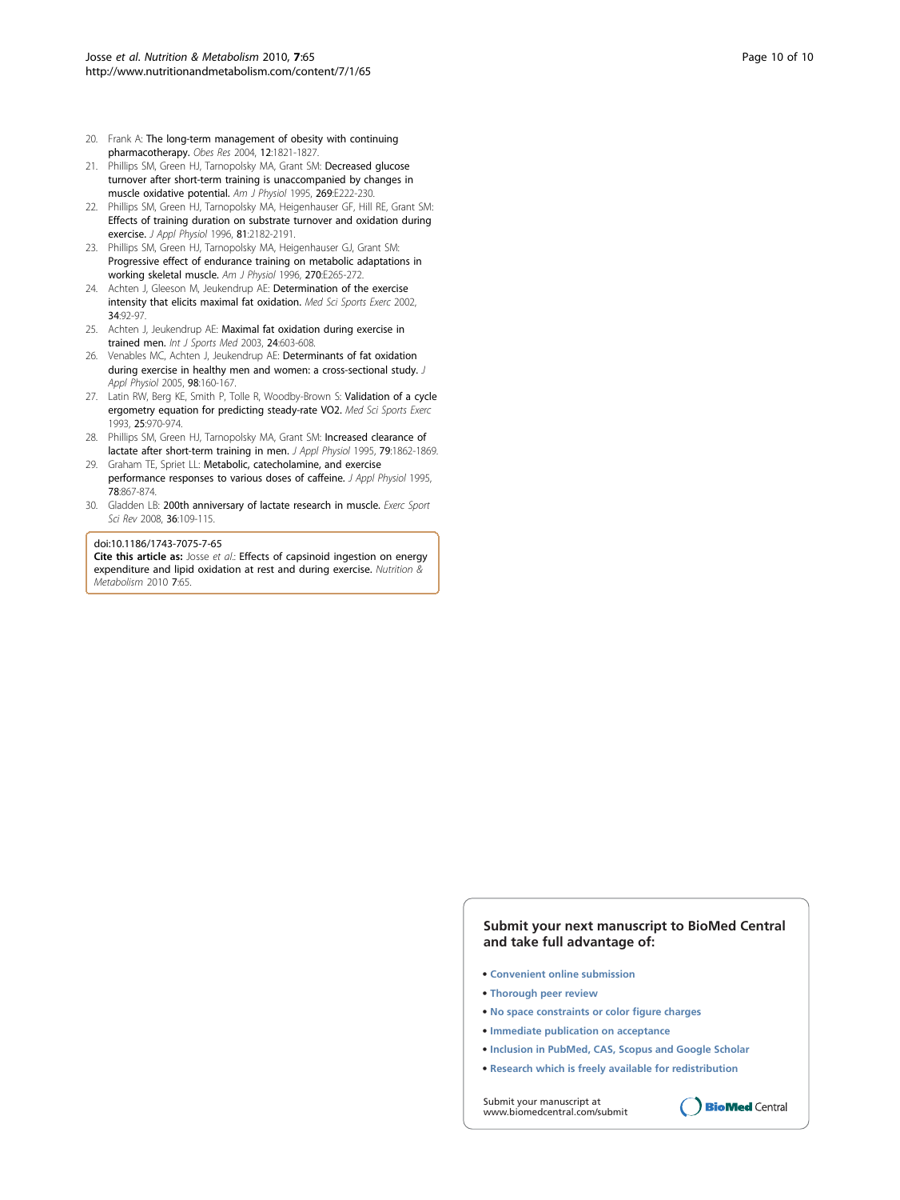20. Frank A: **The long-term management of obesity with continuing pharmacotherapy.** *Obes Res* 2004, **12**:1821-1827.
21. Phillips SM, Green HJ, Tarnopolsky MA, Grant SM: **Decreased glucose turnover after short-term training is unaccompanied by changes in muscle oxidative potential.** *Am J Physiol* 1995, **269**:E222-230.
22. Phillips SM, Green HJ, Tarnopolsky MA, Heigenhauser GF, Hill RE, Grant SM: **Effects of training duration on substrate turnover and oxidation during exercise.** *J Appl Physiol* 1996, **81**:2182-2191.
23. Phillips SM, Green HJ, Tarnopolsky MA, Heigenhauser GJ, Grant SM: **Progressive effect of endurance training on metabolic adaptations in working skeletal muscle.** *Am J Physiol* 1996, **270**:E265-272.
24. Achten J, Gleeson M, Jeukendrup AE: **Determination of the exercise intensity that elicits maximal fat oxidation.** *Med Sci Sports Exerc* 2002, **34**:92-97.
25. Achten J, Jeukendrup AE: **Maximal fat oxidation during exercise in trained men.** *Int J Sports Med* 2003, **24**:603-608.
26. Venables MC, Achten J, Jeukendrup AE: **Determinants of fat oxidation during exercise in healthy men and women: a cross-sectional study.** *J Appl Physiol* 2005, **98**:160-167.
27. Latin RW, Berg KE, Smith P, Tolle R, Woodby-Brown S: **Validation of a cycle ergometry equation for predicting steady-rate VO2.** *Med Sci Sports Exerc* 1993, **25**:970-974.
28. Phillips SM, Green HJ, Tarnopolsky MA, Grant SM: **Increased clearance of lactate after short-term training in men.** *J Appl Physiol* 1995, **79**:1862-1869.
29. Graham TE, Spriet LL: **Metabolic, catecholamine, and exercise performance responses to various doses of caffeine.** *J Appl Physiol* 1995, **78**:867-874.
30. Gladden LB: **200th anniversary of lactate research in muscle.** *Exerc Sport Sci Rev* 2008, **36**:109-115.

doi:10.1186/1743-7075-7-65

**Cite this article as:** Josse *et al.*: Effects of capsinoid ingestion on energy expenditure and lipid oxidation at rest and during exercise. *Nutrition & Metabolism* 2010 7:65.

**Submit your next manuscript to BioMed Central and take full advantage of:**

- Convenient online submission
- Thorough peer review
- No space constraints or color figure charges
- Immediate publication on acceptance
- Inclusion in PubMed, CAS, Scopus and Google Scholar
- Research which is freely available for redistribution

Submit your manuscript at
www.biomedcentral.com/submit

BioMed Central